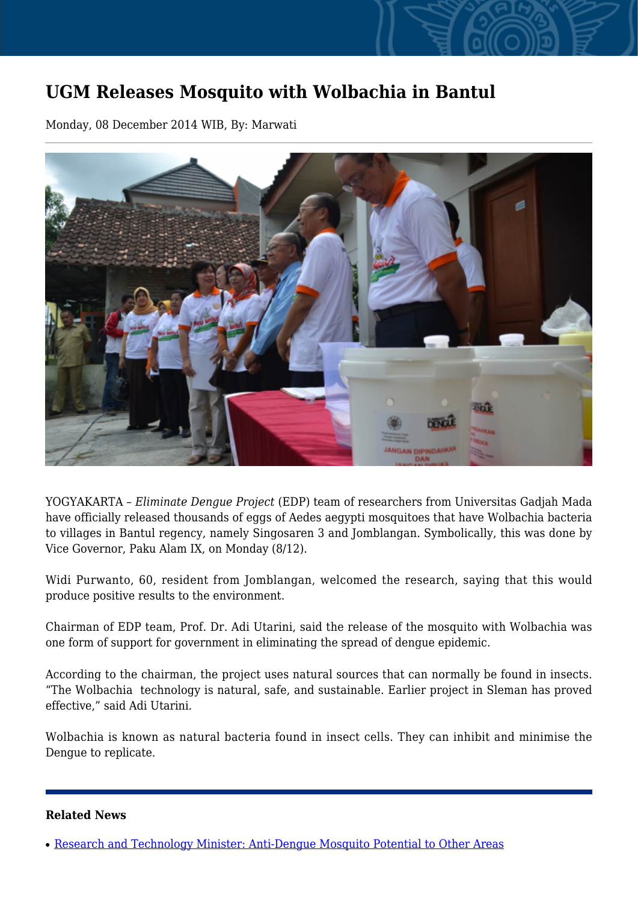# UGM Releases Mosquito with Wolbachia in Bantul

Monday, 08 December 2014 WIB, By: Marwati

YOGYAKARTA – *Eliminate Dengue Project* (EDP) team of researchers from Universitas Gadjah Mada have officially released thousands of eggs of Aedes aegypti mosquitoes that have Wolbachia bacteria to villages in Bantul regency, namely Singosaren 3 and Jomblangan. Symbolically, this was done by Vice Governor, Paku Alam IX, on Monday (8/12).

Widi Purwanto, 60, resident from Jomblangan, welcomed the research, saying that this would produce positive results to the environment.

Chairman of EDP team, Prof. Dr. Adi Utarini, said the release of the mosquito with Wolbachia was one form of support for government in eliminating the spread of dengue epidemic.

According to the chairman, the project uses natural sources that can normally be found in insects. "The Wolbachia technology is natural, safe, and sustainable. Earlier project in Sleman has proved effective," said Adi Utarini.

Wolbachia is known as natural bacteria found in insect cells. They can inhibit and minimise the Dengue to replicate.

**Related News**

- Research and Technology Minister: Anti-Dengue Mosquito Potential to Other Areas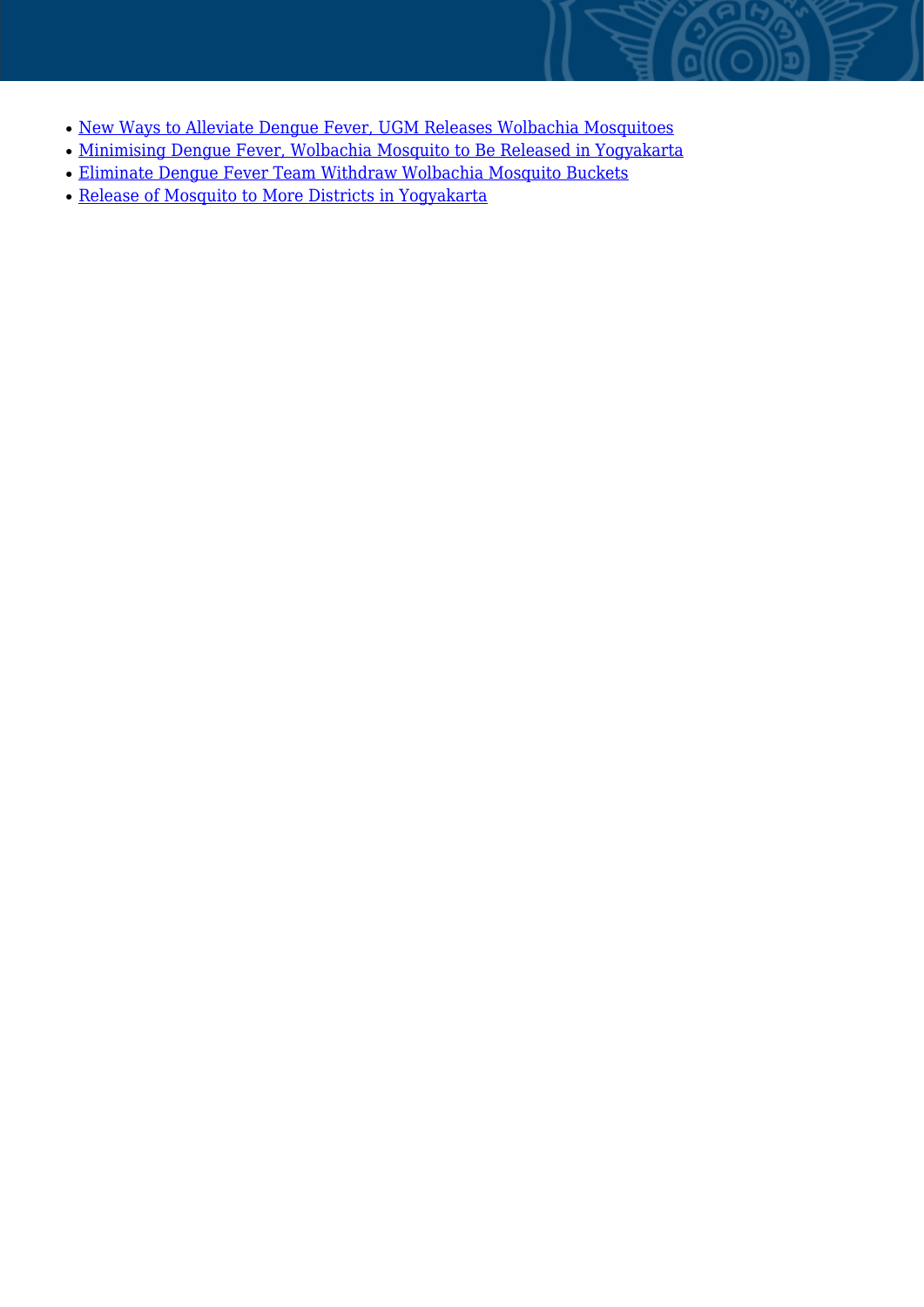- New Ways to Alleviate Dengue Fever, UGM Releases Wolbachia Mosquitoes
- Minimising Dengue Fever, Wolbachia Mosquito to Be Released in Yogyakarta
- Eliminate Dengue Fever Team Withdraw Wolbachia Mosquito Buckets
- Release of Mosquito to More Districts in Yogyakarta